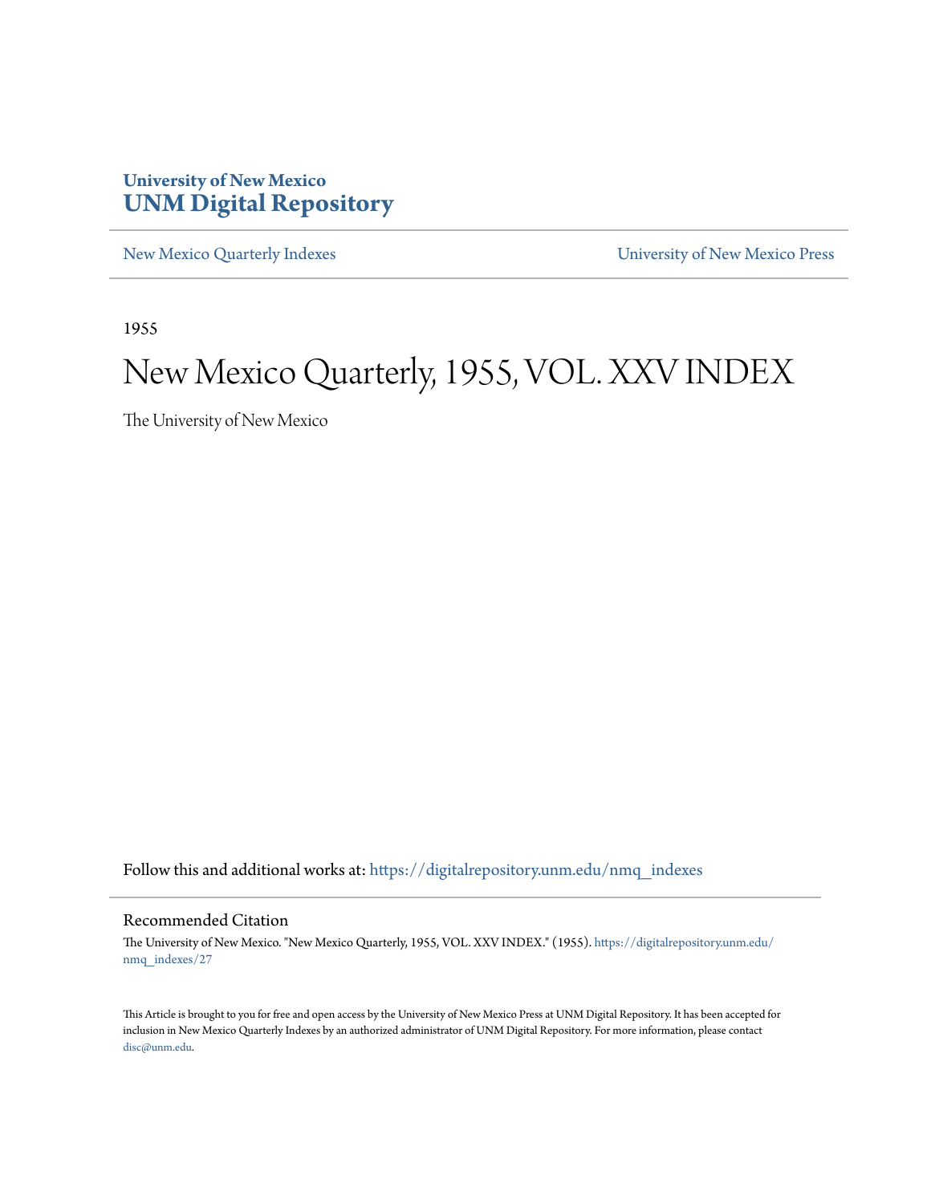University of New Mexico
**UNM Digital Repository**

New Mexico Quarterly Indexes | University of New Mexico Press

1955

# New Mexico Quarterly, 1955, VOL. XXV INDEX

The University of New Mexico

Follow this and additional works at: https://digitalrepository.unm.edu/nmq_indexes

## Recommended Citation

The University of New Mexico. "New Mexico Quarterly, 1955, VOL. XXV INDEX." (1955). https://digitalrepository.unm.edu/nmq_indexes/27

This Article is brought to you for free and open access by the University of New Mexico Press at UNM Digital Repository. It has been accepted for inclusion in New Mexico Quarterly Indexes by an authorized administrator of UNM Digital Repository. For more information, please contact disc@unm.edu.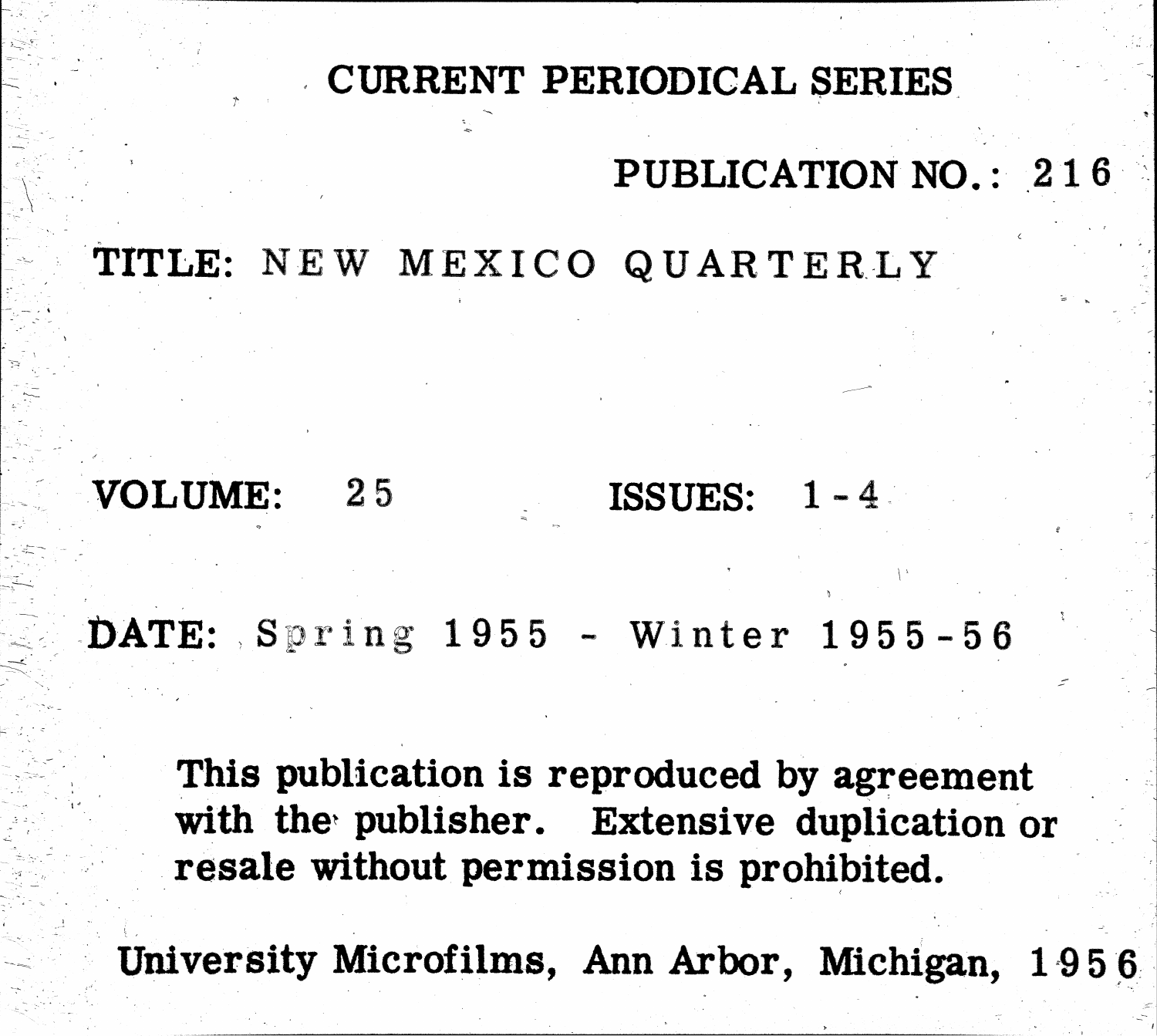# CURRENT PERIODICAL SERIES

**PUBLICATION NO.: 216**

**TITLE:** NEW MEXICO QUARTERLY

**VOLUME:** 25 **ISSUES:** 1-4

**DATE:** Spring 1955 - Winter 1955-56

**This publication is reproduced by agreement with the publisher. Extensive duplication or resale without permission is prohibited.**

**University Microfilms, Ann Arbor, Michigan, 1956**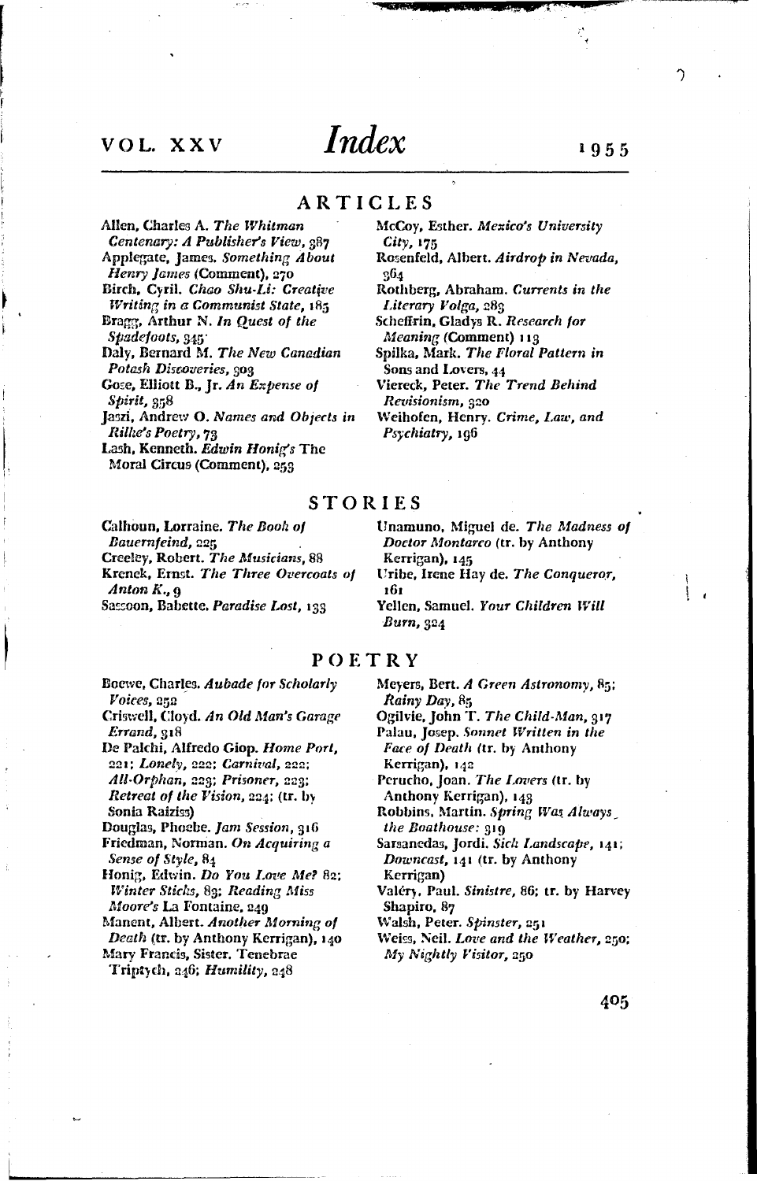# Index

VOL. XXV — 1955

## ARTICLES

Allen, Charles A. *The Whitman Centenary: A Publisher's View*, 387

Applegate, James. *Something About Henry James* (Comment), 270

Birch, Cyril. *Chao Shu-Li: Creative Writing in a Communist State*, 185

Bragg, Arthur N. *In Quest of the Spadefoots*, 345

Daly, Bernard M. *The New Canadian Potash Discoveries*, 303

Gose, Elliott B., Jr. *An Expense of Spirit*, 358

Jaszi, Andrew O. *Names and Objects in Rilke's Poetry*, 73

Lash, Kenneth. *Edwin Honig's* The Moral Circus (Comment), 253

McCoy, Esther. *Mexico's University City*, 175

Rosenfeld, Albert. *Airdrop in Nevada*, 364

Rothberg, Abraham. *Currents in the Literary Volga*, 283

Scheffrin, Gladys R. *Research for Meaning* (Comment) 113

Spilka, Mark. *The Floral Pattern in* Sons and Lovers, 44

Viereck, Peter. *The Trend Behind Revisionism*, 320

Weihofen, Henry. *Crime, Law, and Psychiatry*, 196

## STORIES

Calhoun, Lorraine. *The Book of Bauernfeind*, 225

Creeley, Robert. *The Musicians*, 88

Krenek, Ernst. *The Three Overcoats of Anton K.*, 9

Sassoon, Babette. *Paradise Lost*, 133

Unamuno, Miguel de. *The Madness of Doctor Montarco* (tr. by Anthony Kerrigan), 145

Uribe, Irene Hay de. *The Conqueror*, 161

Yellen, Samuel. *Your Children Will Burn*, 324

## POETRY

Boewe, Charles. *Aubade for Scholarly Voices*, 252

Criswell, Cloyd. *An Old Man's Garage Errand*, 318

De Palchi, Alfredo Giop. *Home Port*, 221; *Lonely*, 222; *Carnival*, 222; *All-Orphan*, 223; *Prisoner*, 223; *Retreat of the Vision*, 224; (tr. by Sonia Raiziss)

Douglas, Phoebe. *Jam Session*, 316

Friedman, Norman. *On Acquiring a Sense of Style*, 84

Honig, Edwin. *Do You Love Me?* 82; *Winter Sticks*, 83; *Reading Miss Moore's* La Fontaine, 249

Manent, Albert. *Another Morning of Death* (tr. by Anthony Kerrigan), 140

Mary Francis, Sister. Tenebrae Triptych, 246; *Humility*, 248

Meyers, Bert. *A Green Astronomy*, 85; *Rainy Day*, 85

Ogilvie, John T. *The Child-Man*, 317

Palau, Josep. *Sonnet Written in the Face of Death* (tr. by Anthony Kerrigan), 142

Perucho, Joan. *The Lovers* (tr. by Anthony Kerrigan), 143

Robbins, Martin. *Spring Was Always the Boathouse:* 319

Sarsanedas, Jordi. *Sick Landscape*, 141; *Downcast*, 141 (tr. by Anthony Kerrigan)

Valéry, Paul. *Sinistre*, 86; tr. by Harvey Shapiro, 87

Walsh, Peter. *Spinster*, 251

Weiss, Neil. *Love and the Weather*, 250; *My Nightly Visitor*, 250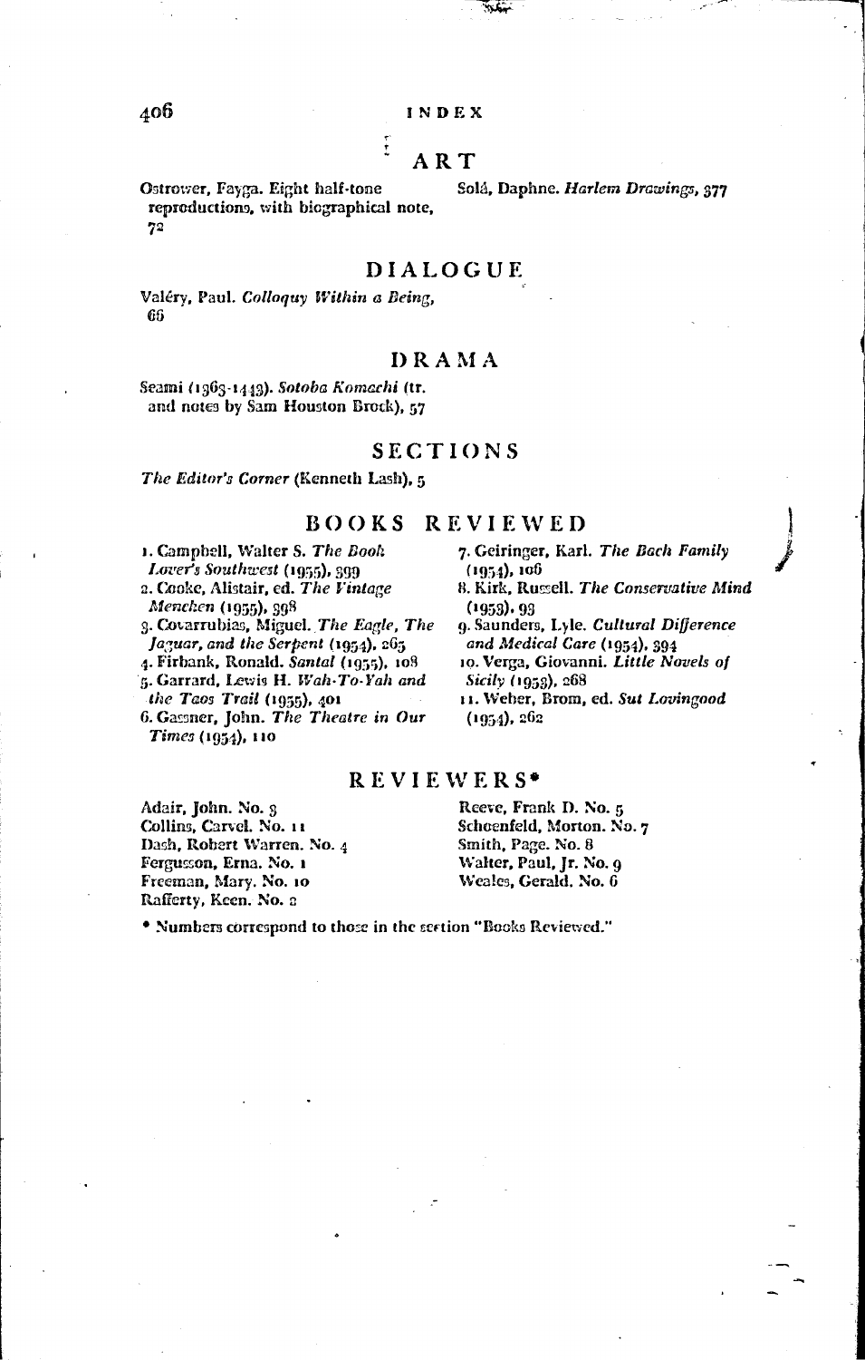# INDEX

## ART

Ostrower, Fayga. Eight half-tone reproductions, with biographical note, 72

Solá, Daphne. *Harlem Drawings*, 377

## DIALOGUE

Valéry, Paul. *Colloquy Within a Being*, 66

## DRAMA

Seami (1363-1443). *Sotoba Komachi* (tr. and notes by Sam Houston Brock), 57

## SECTIONS

*The Editor's Corner* (Kenneth Lash), 5

## BOOKS REVIEWED

1. Campbell, Walter S. *The Book Lover's Southwest* (1955), 399
2. Cooke, Alistair, ed. *The Vintage Mencken* (1955), 398
3. Covarrubias, Miguel. *The Eagle, The Jaguar, and the Serpent* (1954), 263
4. Firbank, Ronald. *Santal* (1955), 108
5. Garrard, Lewis H. *Wah-To-Yah and the Taos Trail* (1955), 401
6. Gassner, John. *The Theatre in Our Times* (1954), 110
7. Geiringer, Karl. *The Bach Family* (1954), 106
8. Kirk, Russell. *The Conservative Mind* (1953), 93
9. Saunders, Lyle. *Cultural Difference and Medical Care* (1954), 394
10. Verga, Giovanni. *Little Novels of Sicily* (1953), 268
11. Weber, Brom, ed. *Sut Lovingood* (1954), 262

## REVIEWERS*

Adair, John. No. 3
Collins, Carvel. No. 11
Dash, Robert Warren. No. 4
Fergusson, Erna. No. 1
Freeman, Mary. No. 10
Rafferty, Keen. No. 2
Reeve, Frank D. No. 5
Schoenfeld, Morton. No. 7
Smith, Page. No. 8
Walter, Paul, Jr. No. 9
Weales, Gerald. No. 6

* Numbers correspond to those in the section "Books Reviewed."